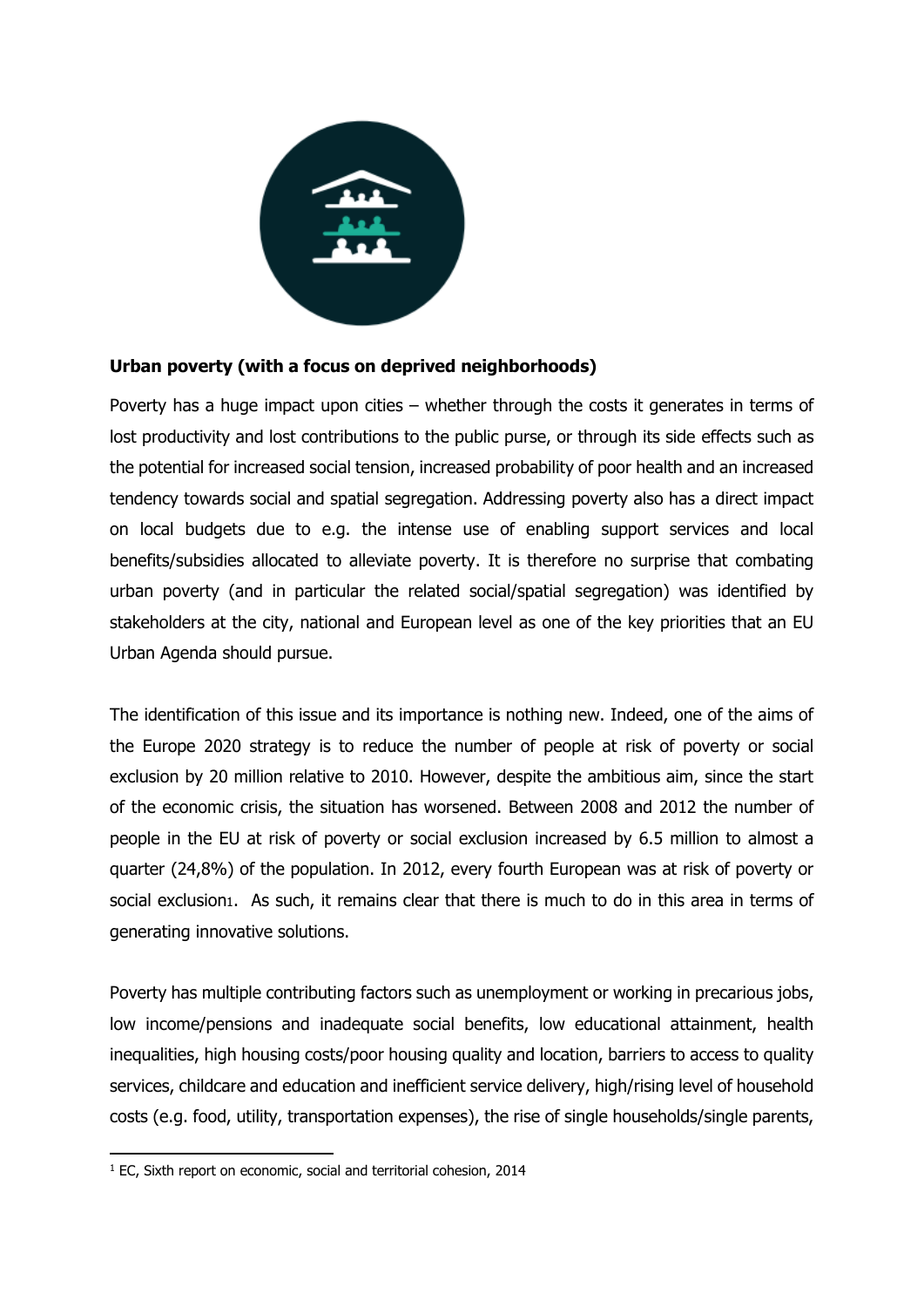**Urban poverty (with a focus on deprived neighborhoods)**

Poverty has a huge impact upon cities – whether through the costs it generates in terms of lost productivity and lost contributions to the public purse, or through its side effects such as the potential for increased social tension, increased probability of poor health and an increased tendency towards social and spatial segregation. Addressing poverty also has a direct impact on local budgets due to e.g. the intense use of enabling support services and local benefits/subsidies allocated to alleviate poverty. It is therefore no surprise that combating urban poverty (and in particular the related social/spatial segregation) was identified by stakeholders at the city, national and European level as one of the key priorities that an EU Urban Agenda should pursue.

The identification of this issue and its importance is nothing new. Indeed, one of the aims of the Europe 2020 strategy is to reduce the number of people at risk of poverty or social exclusion by 20 million relative to 2010. However, despite the ambitious aim, since the start of the economic crisis, the situation has worsened. Between 2008 and 2012 the number of people in the EU at risk of poverty or social exclusion increased by 6.5 million to almost a quarter (24,8%) of the population. In 2012, every fourth European was at risk of poverty or social exclusion[1]. As such, it remains clear that there is much to do in this area in terms of generating innovative solutions.

Poverty has multiple contributing factors such as unemployment or working in precarious jobs, low income/pensions and inadequate social benefits, low educational attainment, health inequalities, high housing costs/poor housing quality and location, barriers to access to quality services, childcare and education and inefficient service delivery, high/rising level of household costs (e.g. food, utility, transportation expenses), the rise of single households/single parents,

[1] EC, Sixth report on economic, social and territorial cohesion, 2014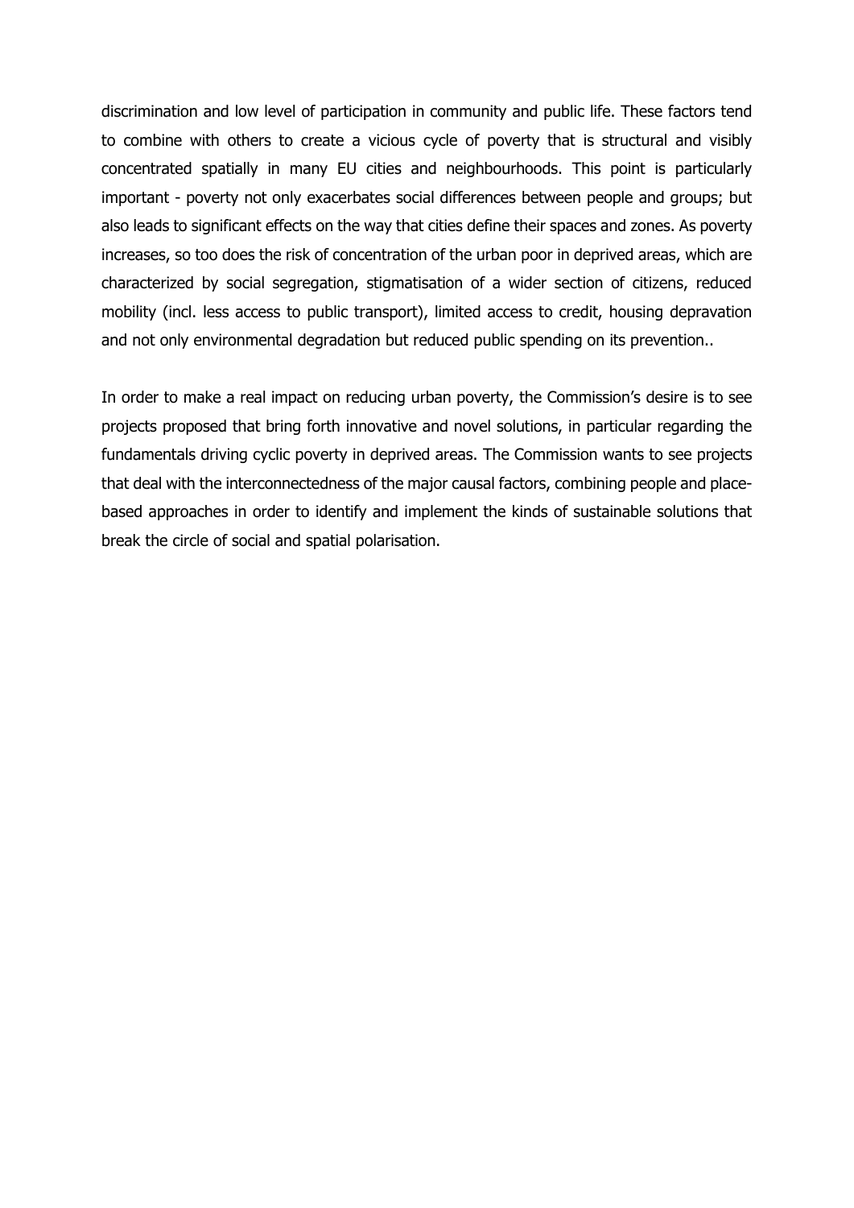discrimination and low level of participation in community and public life. These factors tend to combine with others to create a vicious cycle of poverty that is structural and visibly concentrated spatially in many EU cities and neighbourhoods. This point is particularly important - poverty not only exacerbates social differences between people and groups; but also leads to significant effects on the way that cities define their spaces and zones. As poverty increases, so too does the risk of concentration of the urban poor in deprived areas, which are characterized by social segregation, stigmatisation of a wider section of citizens, reduced mobility (incl. less access to public transport), limited access to credit, housing depravation and not only environmental degradation but reduced public spending on its prevention..

In order to make a real impact on reducing urban poverty, the Commission's desire is to see projects proposed that bring forth innovative and novel solutions, in particular regarding the fundamentals driving cyclic poverty in deprived areas. The Commission wants to see projects that deal with the interconnectedness of the major causal factors, combining people and place-based approaches in order to identify and implement the kinds of sustainable solutions that break the circle of social and spatial polarisation.